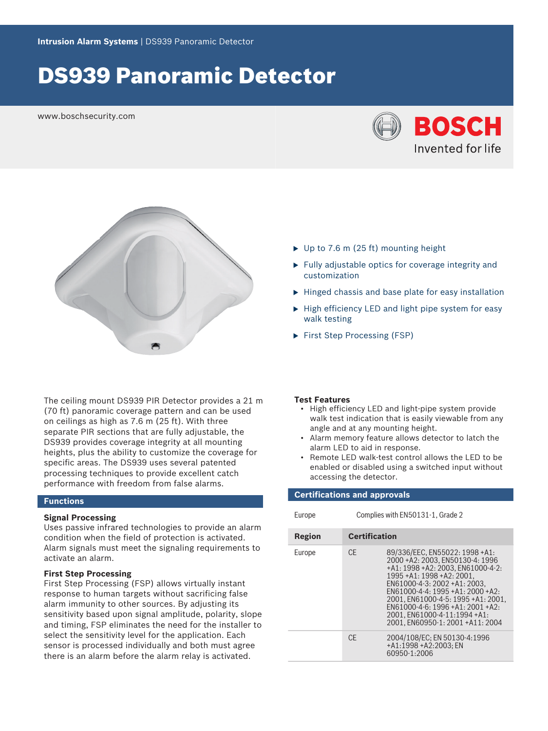Intrusion Alarm Systems | DS939 Panoramic Detector

# DS939 Panoramic Detector

www.boschsecurity.com

- Up to 7.6 m (25 ft) mounting height
- Fully adjustable optics for coverage integrity and customization
- Hinged chassis and base plate for easy installation
- High efficiency LED and light pipe system for easy walk testing
- First Step Processing (FSP)

The ceiling mount DS939 PIR Detector provides a 21 m (70 ft) panoramic coverage pattern and can be used on ceilings as high as 7.6 m (25 ft). With three separate PIR sections that are fully adjustable, the DS939 provides coverage integrity at all mounting heights, plus the ability to customize the coverage for specific areas. The DS939 uses several patented processing techniques to provide excellent catch performance with freedom from false alarms.

## Functions

### Signal Processing

Uses passive infrared technologies to provide an alarm condition when the field of protection is activated. Alarm signals must meet the signaling requirements to activate an alarm.

### First Step Processing

First Step Processing (FSP) allows virtually instant response to human targets without sacrificing false alarm immunity to other sources. By adjusting its sensitivity based upon signal amplitude, polarity, slope and timing, FSP eliminates the need for the installer to select the sensitivity level for the application. Each sensor is processed individually and both must agree there is an alarm before the alarm relay is activated.

### Test Features

- High efficiency LED and light-pipe system provide walk test indication that is easily viewable from any angle and at any mounting height.
- Alarm memory feature allows detector to latch the alarm LED to aid in response.
- Remote LED walk-test control allows the LED to be enabled or disabled using a switched input without accessing the detector.

## Certifications and approvals

| | |
|---|---|
| Europe | Complies with EN50131-1, Grade 2 |

| Region | Certification | |
|---|---|---|
| Europe | CE | 89/336/EEC, EN55022: 1998 +A1: 2000 +A2: 2003, EN50130-4: 1996 +A1: 1998 +A2: 2003, EN61000-4-2: 1995 +A1: 1998 +A2: 2001, EN61000-4-3: 2002 +A1: 2003, EN61000-4-4: 1995 +A1: 2000 +A2: 2001, EN61000-4-5: 1995 +A1: 2001, EN61000-4-6: 1996 +A1: 2001 +A2: 2001, EN61000-4-11:1994 +A1: 2001, EN60950-1: 2001 +A11: 2004 |
| | CE | 2004/108/EC; EN 50130-4:1996 +A1:1998 +A2:2003; EN 60950-1:2006 |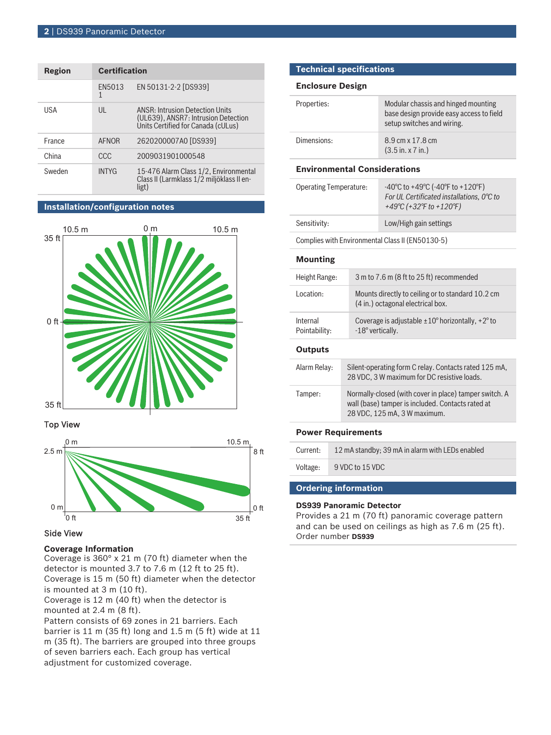| Region | Certification | |
|---|---|---|
| | EN50131 | EN 50131-2-2 [DS939] |
| USA | UL | ANSR: Intrusion Detection Units (UL639), ANSR7: Intrusion Detection Units Certified for Canada (cULus) |
| France | AFNOR | 2620200007A0 [DS939] |
| China | CCC | 2009031901000548 |
| Sweden | INTYG | 15-476 Alarm Class 1/2, Environmental Class II (Larmklass 1/2 miljöklass II en-ligt) |

## Installation/configuration notes

Top View

Side View

**Coverage Information**

Coverage is 360° x 21 m (70 ft) diameter when the detector is mounted 3.7 to 7.6 m (12 ft to 25 ft).

Coverage is 15 m (50 ft) diameter when the detector is mounted at 3 m (10 ft).

Coverage is 12 m (40 ft) when the detector is mounted at 2.4 m (8 ft).

Pattern consists of 69 zones in 21 barriers. Each barrier is 11 m (35 ft) long and 1.5 m (5 ft) wide at 11 m (35 ft). The barriers are grouped into three groups of seven barriers each. Each group has vertical adjustment for customized coverage.

## Technical specifications

### Enclosure Design

| | |
|---|---|
| Properties: | Modular chassis and hinged mounting base design provide easy access to field setup switches and wiring. |
| Dimensions: | 8.9 cm x 17.8 cm (3.5 in. x 7 in.) |

### Environmental Considerations

| | |
|---|---|
| Operating Temperature: | -40°C to +49°C (-40°F to +120°F) *For UL Certificated installations, 0°C to +49°C (+32°F to +120°F)* |
| Sensitivity: | Low/High gain settings |

Complies with Environmental Class II (EN50130-5)

### Mounting

| | |
|---|---|
| Height Range: | 3 m to 7.6 m (8 ft to 25 ft) recommended |
| Location: | Mounts directly to ceiling or to standard 10.2 cm (4 in.) octagonal electrical box. |
| Internal Pointability: | Coverage is adjustable ±10° horizontally, +2° to -18° vertically. |

### Outputs

| | |
|---|---|
| Alarm Relay: | Silent-operating form C relay. Contacts rated 125 mA, 28 VDC, 3 W maximum for DC resistive loads. |
| Tamper: | Normally-closed (with cover in place) tamper switch. A wall (base) tamper is included. Contacts rated at 28 VDC, 125 mA, 3 W maximum. |

### Power Requirements

| | |
|---|---|
| Current: | 12 mA standby; 39 mA in alarm with LEDs enabled |
| Voltage: | 9 VDC to 15 VDC |

## Ordering information

**DS939 Panoramic Detector**

Provides a 21 m (70 ft) panoramic coverage pattern and can be used on ceilings as high as 7.6 m (25 ft).

Order number **DS939**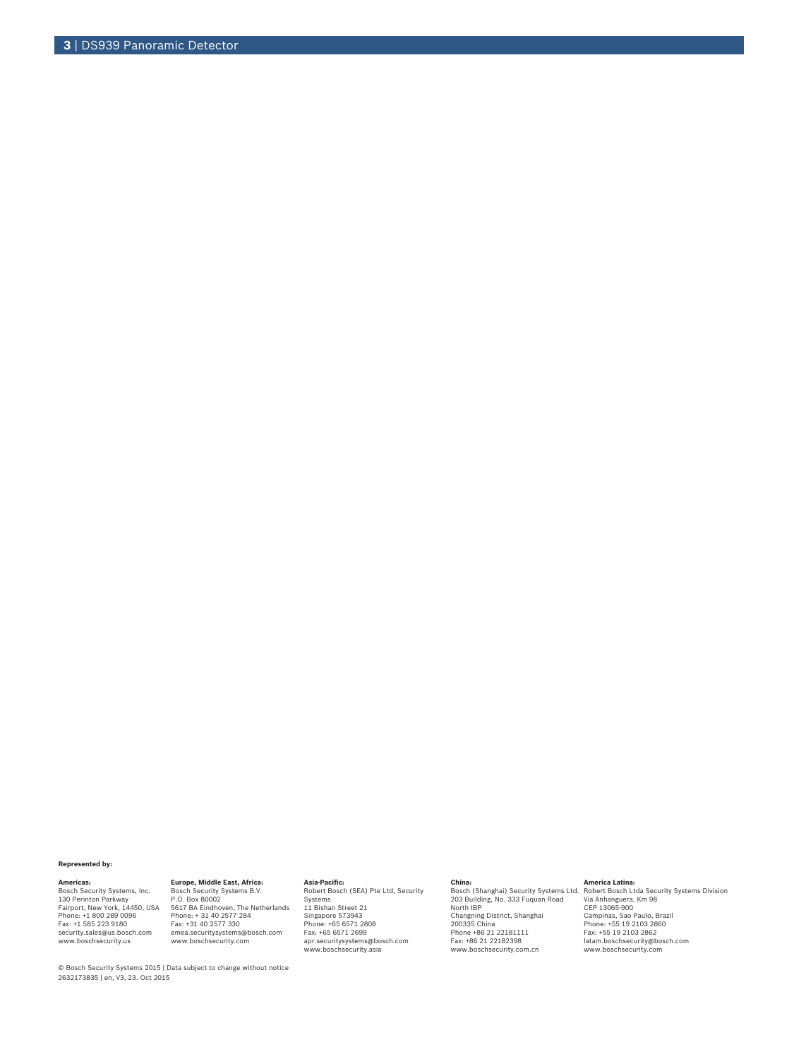**Represented by:**

**Americas:**
Bosch Security Systems, Inc.
130 Perinton Parkway
Fairport, New York, 14450, USA
Phone: +1 800 289 0096
Fax: +1 585 223 9180
security.sales@us.bosch.com
www.boschsecurity.us

**Europe, Middle East, Africa:**
Bosch Security Systems B.V.
P.O. Box 80002
5617 BA Eindhoven, The Netherlands
Phone: + 31 40 2577 284
Fax: +31 40 2577 330
emea.securitysystems@bosch.com
www.boschsecurity.com

**Asia-Pacific:**
Robert Bosch (SEA) Pte Ltd, Security Systems
11 Bishan Street 21
Singapore 573943
Phone: +65 6571 2808
Fax: +65 6571 2699
apr.securitysystems@bosch.com
www.boschsecurity.asia

**China:**
Bosch (Shanghai) Security Systems Ltd.
203 Building, No. 333 Fuquan Road
North IBP
Changning District, Shanghai
200335 China
Phone +86 21 22181111
Fax: +86 21 22182398
www.boschsecurity.com.cn

**America Latina:**
Robert Bosch Ltda Security Systems Division
Via Anhanguera, Km 98
CEP 13065-900
Campinas, Sao Paulo, Brazil
Phone: +55 19 2103 2860
Fax: +55 19 2103 2862
latam.boschsecurity@bosch.com
www.boschsecurity.com

© Bosch Security Systems 2015 | Data subject to change without notice
2632173835 | en, V3, 23. Oct 2015